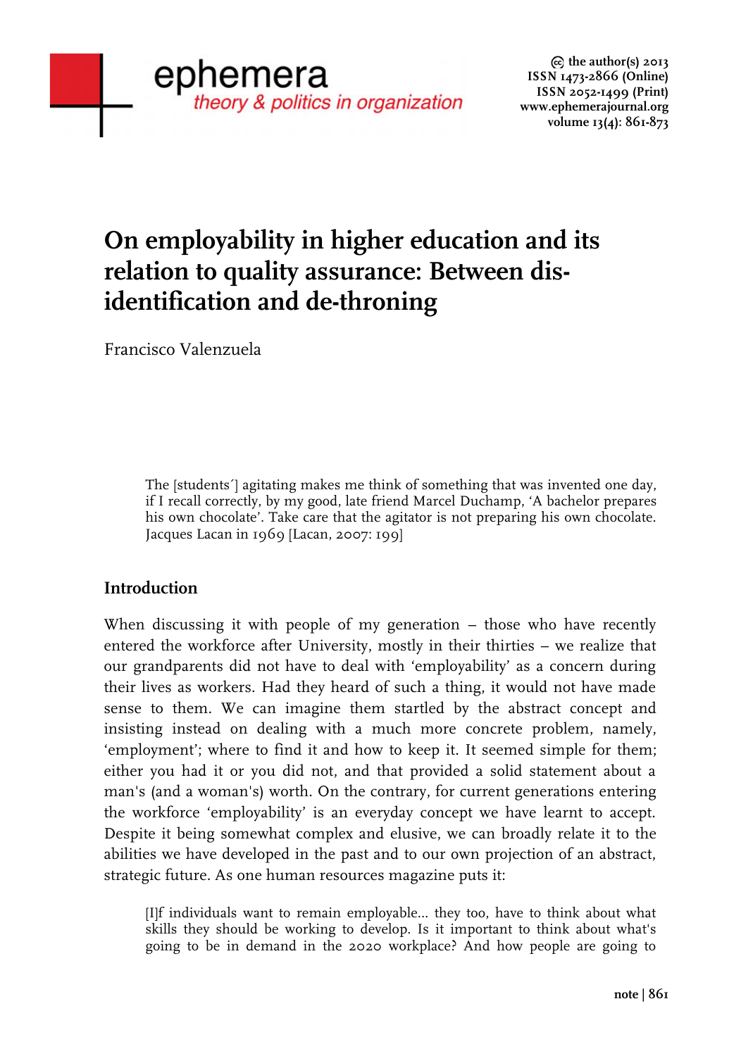# On employability in higher education and its relation to quality assurance: Between dis-identification and de-throning

Francisco Valenzuela

> The [students´] agitating makes me think of something that was invented one day, if I recall correctly, by my good, late friend Marcel Duchamp, 'A bachelor prepares his own chocolate'. Take care that the agitator is not preparing his own chocolate. Jacques Lacan in 1969 [Lacan, 2007: 199]

## Introduction

When discussing it with people of my generation – those who have recently entered the workforce after University, mostly in their thirties – we realize that our grandparents did not have to deal with 'employability' as a concern during their lives as workers. Had they heard of such a thing, it would not have made sense to them. We can imagine them startled by the abstract concept and insisting instead on dealing with a much more concrete problem, namely, 'employment'; where to find it and how to keep it. It seemed simple for them; either you had it or you did not, and that provided a solid statement about a man's (and a woman's) worth. On the contrary, for current generations entering the workforce 'employability' is an everyday concept we have learnt to accept. Despite it being somewhat complex and elusive, we can broadly relate it to the abilities we have developed in the past and to our own projection of an abstract, strategic future. As one human resources magazine puts it:

> [I]f individuals want to remain employable... they too, have to think about what skills they should be working to develop. Is it important to think about what's going to be in demand in the 2020 workplace? And how people are going to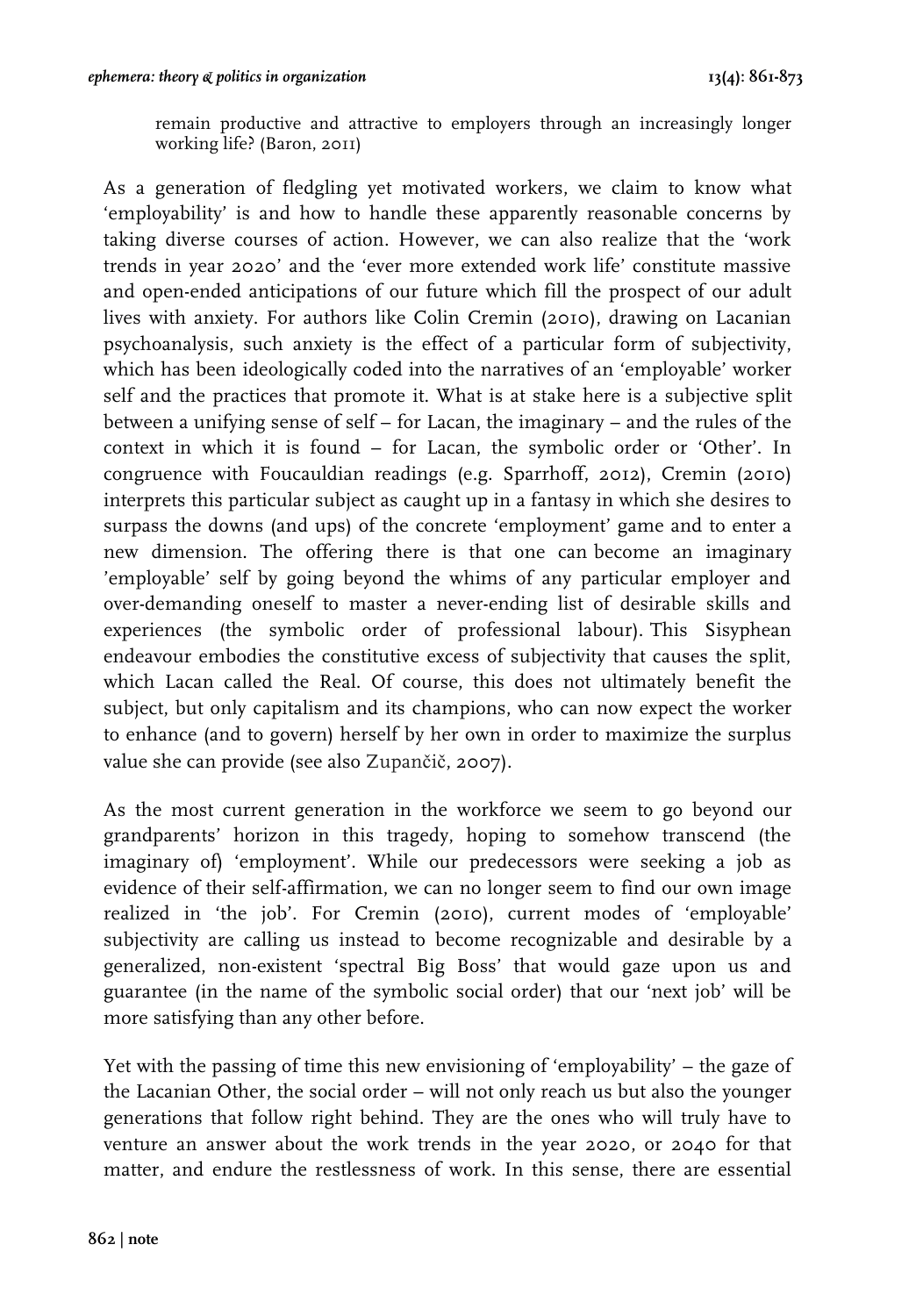remain productive and attractive to employers through an increasingly longer working life? (Baron, 2011)

As a generation of fledgling yet motivated workers, we claim to know what 'employability' is and how to handle these apparently reasonable concerns by taking diverse courses of action. However, we can also realize that the 'work trends in year 2020' and the 'ever more extended work life' constitute massive and open-ended anticipations of our future which fill the prospect of our adult lives with anxiety. For authors like Colin Cremin (2010), drawing on Lacanian psychoanalysis, such anxiety is the effect of a particular form of subjectivity, which has been ideologically coded into the narratives of an 'employable' worker self and the practices that promote it. What is at stake here is a subjective split between a unifying sense of self – for Lacan, the imaginary – and the rules of the context in which it is found – for Lacan, the symbolic order or 'Other'. In congruence with Foucauldian readings (e.g. Sparrhoff, 2012), Cremin (2010) interprets this particular subject as caught up in a fantasy in which she desires to surpass the downs (and ups) of the concrete 'employment' game and to enter a new dimension. The offering there is that one can become an imaginary 'employable' self by going beyond the whims of any particular employer and over-demanding oneself to master a never-ending list of desirable skills and experiences (the symbolic order of professional labour). This Sisyphean endeavour embodies the constitutive excess of subjectivity that causes the split, which Lacan called the Real. Of course, this does not ultimately benefit the subject, but only capitalism and its champions, who can now expect the worker to enhance (and to govern) herself by her own in order to maximize the surplus value she can provide (see also Zupančič, 2007).

As the most current generation in the workforce we seem to go beyond our grandparents' horizon in this tragedy, hoping to somehow transcend (the imaginary of) 'employment'. While our predecessors were seeking a job as evidence of their self-affirmation, we can no longer seem to find our own image realized in 'the job'. For Cremin (2010), current modes of 'employable' subjectivity are calling us instead to become recognizable and desirable by a generalized, non-existent 'spectral Big Boss' that would gaze upon us and guarantee (in the name of the symbolic social order) that our 'next job' will be more satisfying than any other before.

Yet with the passing of time this new envisioning of 'employability' – the gaze of the Lacanian Other, the social order – will not only reach us but also the younger generations that follow right behind. They are the ones who will truly have to venture an answer about the work trends in the year 2020, or 2040 for that matter, and endure the restlessness of work. In this sense, there are essential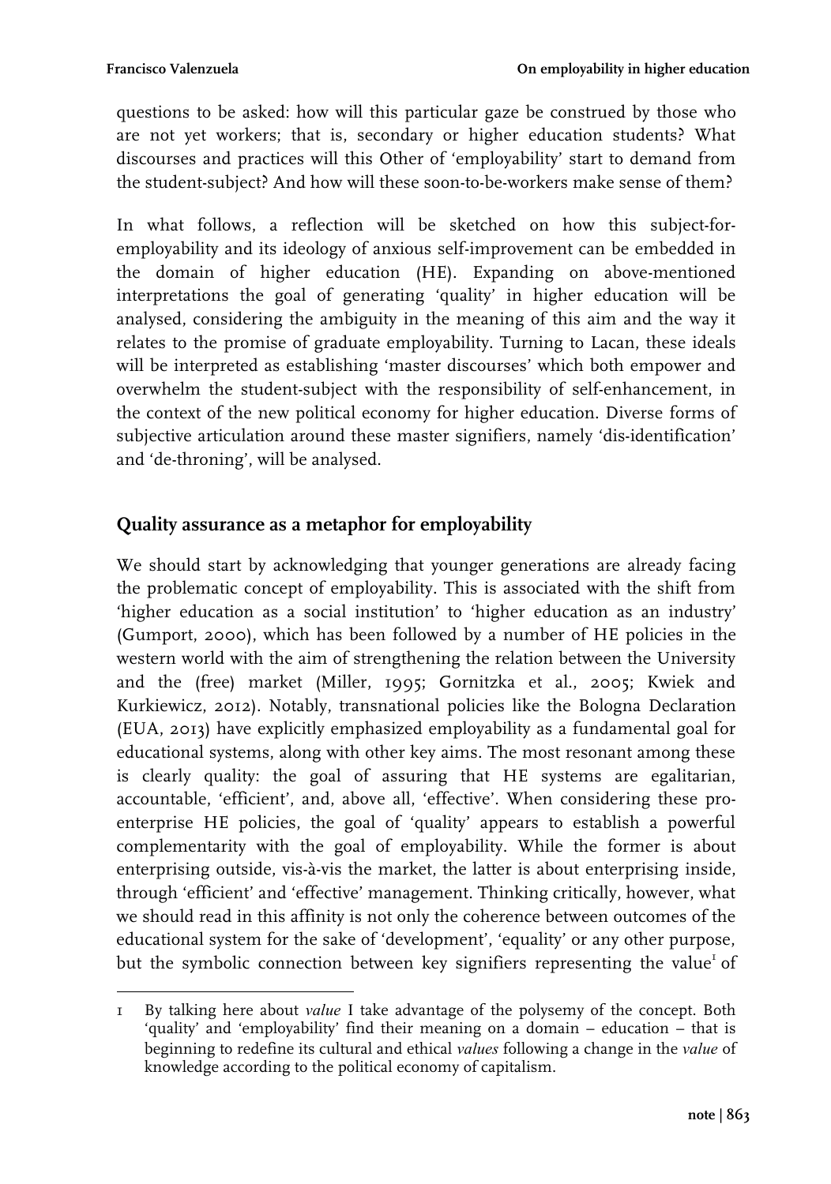questions to be asked: how will this particular gaze be construed by those who are not yet workers; that is, secondary or higher education students? What discourses and practices will this Other of 'employability' start to demand from the student-subject? And how will these soon-to-be-workers make sense of them?

In what follows, a reflection will be sketched on how this subject-for-employability and its ideology of anxious self-improvement can be embedded in the domain of higher education (HE). Expanding on above-mentioned interpretations the goal of generating 'quality' in higher education will be analysed, considering the ambiguity in the meaning of this aim and the way it relates to the promise of graduate employability. Turning to Lacan, these ideals will be interpreted as establishing 'master discourses' which both empower and overwhelm the student-subject with the responsibility of self-enhancement, in the context of the new political economy for higher education. Diverse forms of subjective articulation around these master signifiers, namely 'dis-identification' and 'de-throning', will be analysed.

## Quality assurance as a metaphor for employability

We should start by acknowledging that younger generations are already facing the problematic concept of employability. This is associated with the shift from 'higher education as a social institution' to 'higher education as an industry' (Gumport, 2000), which has been followed by a number of HE policies in the western world with the aim of strengthening the relation between the University and the (free) market (Miller, 1995; Gornitzka et al., 2005; Kwiek and Kurkiewicz, 2012). Notably, transnational policies like the Bologna Declaration (EUA, 2013) have explicitly emphasized employability as a fundamental goal for educational systems, along with other key aims. The most resonant among these is clearly quality: the goal of assuring that HE systems are egalitarian, accountable, 'efficient', and, above all, 'effective'. When considering these pro-enterprise HE policies, the goal of 'quality' appears to establish a powerful complementarity with the goal of employability. While the former is about enterprising outside, vis-à-vis the market, the latter is about enterprising inside, through 'efficient' and 'effective' management. Thinking critically, however, what we should read in this affinity is not only the coherence between outcomes of the educational system for the sake of 'development', 'equality' or any other purpose, but the symbolic connection between key signifiers representing the value[1] of

---

1 By talking here about *value* I take advantage of the polysemy of the concept. Both 'quality' and 'employability' find their meaning on a domain – education – that is beginning to redefine its cultural and ethical *values* following a change in the *value* of knowledge according to the political economy of capitalism.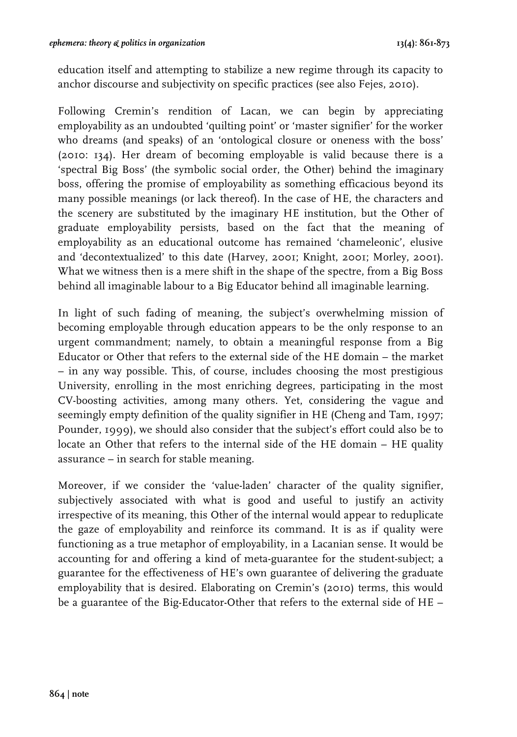education itself and attempting to stabilize a new regime through its capacity to anchor discourse and subjectivity on specific practices (see also Fejes, 2010).

Following Cremin's rendition of Lacan, we can begin by appreciating employability as an undoubted 'quilting point' or 'master signifier' for the worker who dreams (and speaks) of an 'ontological closure or oneness with the boss' (2010: 134). Her dream of becoming employable is valid because there is a 'spectral Big Boss' (the symbolic social order, the Other) behind the imaginary boss, offering the promise of employability as something efficacious beyond its many possible meanings (or lack thereof). In the case of HE, the characters and the scenery are substituted by the imaginary HE institution, but the Other of graduate employability persists, based on the fact that the meaning of employability as an educational outcome has remained 'chameleonic', elusive and 'decontextualized' to this date (Harvey, 2001; Knight, 2001; Morley, 2001). What we witness then is a mere shift in the shape of the spectre, from a Big Boss behind all imaginable labour to a Big Educator behind all imaginable learning.

In light of such fading of meaning, the subject's overwhelming mission of becoming employable through education appears to be the only response to an urgent commandment; namely, to obtain a meaningful response from a Big Educator or Other that refers to the external side of the HE domain – the market – in any way possible. This, of course, includes choosing the most prestigious University, enrolling in the most enriching degrees, participating in the most CV-boosting activities, among many others. Yet, considering the vague and seemingly empty definition of the quality signifier in HE (Cheng and Tam, 1997; Pounder, 1999), we should also consider that the subject's effort could also be to locate an Other that refers to the internal side of the HE domain – HE quality assurance – in search for stable meaning.

Moreover, if we consider the 'value-laden' character of the quality signifier, subjectively associated with what is good and useful to justify an activity irrespective of its meaning, this Other of the internal would appear to reduplicate the gaze of employability and reinforce its command. It is as if quality were functioning as a true metaphor of employability, in a Lacanian sense. It would be accounting for and offering a kind of meta-guarantee for the student-subject; a guarantee for the effectiveness of HE's own guarantee of delivering the graduate employability that is desired. Elaborating on Cremin's (2010) terms, this would be a guarantee of the Big-Educator-Other that refers to the external side of HE –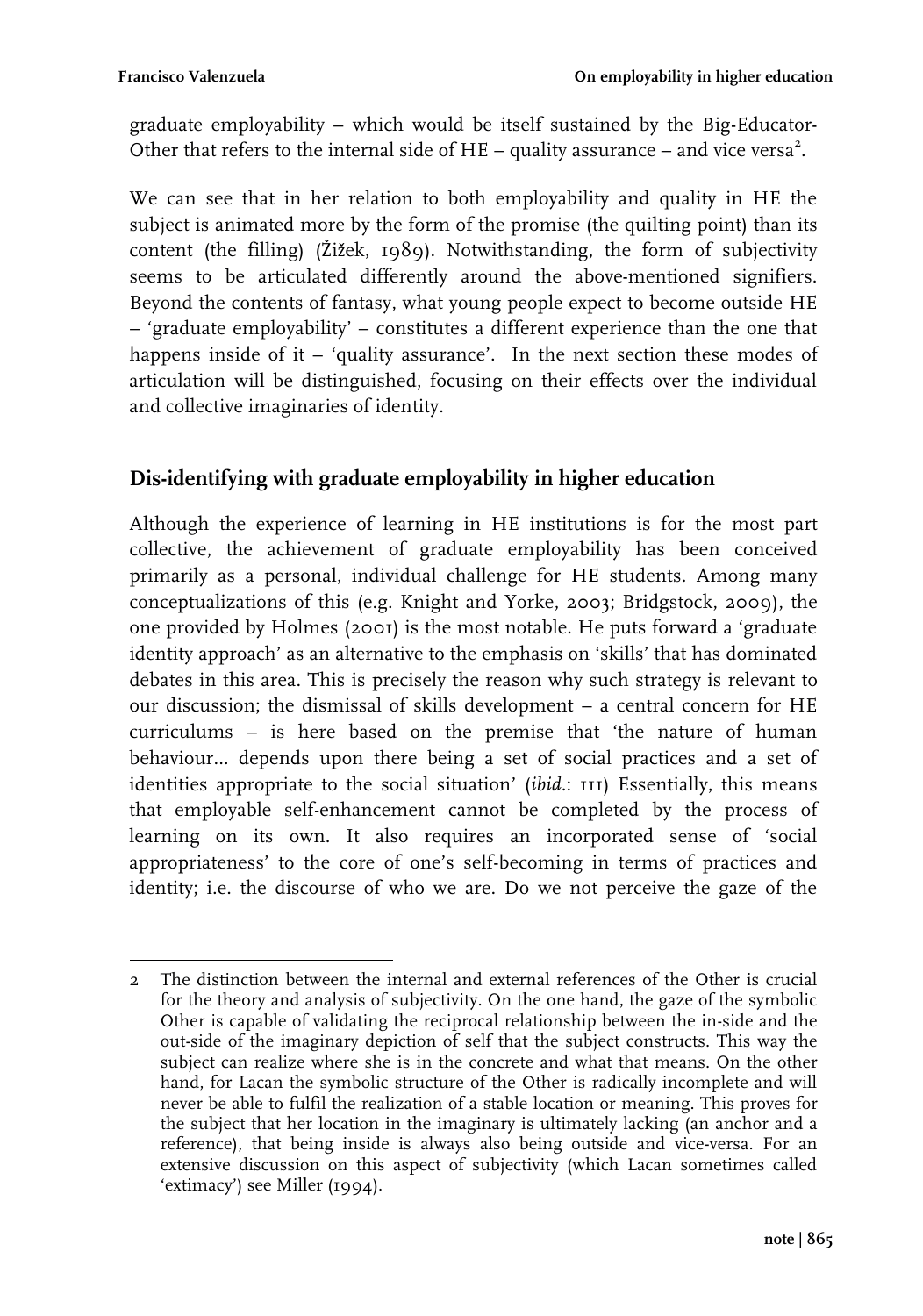graduate employability – which would be itself sustained by the Big-Educator-Other that refers to the internal side of HE – quality assurance – and vice versa[2].

We can see that in her relation to both employability and quality in HE the subject is animated more by the form of the promise (the quilting point) than its content (the filling) (Žižek, 1989). Notwithstanding, the form of subjectivity seems to be articulated differently around the above-mentioned signifiers. Beyond the contents of fantasy, what young people expect to become outside HE – 'graduate employability' – constitutes a different experience than the one that happens inside of it – 'quality assurance'. In the next section these modes of articulation will be distinguished, focusing on their effects over the individual and collective imaginaries of identity.

## Dis-identifying with graduate employability in higher education

Although the experience of learning in HE institutions is for the most part collective, the achievement of graduate employability has been conceived primarily as a personal, individual challenge for HE students. Among many conceptualizations of this (e.g. Knight and Yorke, 2003; Bridgstock, 2009), the one provided by Holmes (2001) is the most notable. He puts forward a 'graduate identity approach' as an alternative to the emphasis on 'skills' that has dominated debates in this area. This is precisely the reason why such strategy is relevant to our discussion; the dismissal of skills development – a central concern for HE curriculums – is here based on the premise that 'the nature of human behaviour... depends upon there being a set of social practices and a set of identities appropriate to the social situation' (*ibid.*: 111) Essentially, this means that employable self-enhancement cannot be completed by the process of learning on its own. It also requires an incorporated sense of 'social appropriateness' to the core of one's self-becoming in terms of practices and identity; i.e. the discourse of who we are. Do we not perceive the gaze of the

---

2 The distinction between the internal and external references of the Other is crucial for the theory and analysis of subjectivity. On the one hand, the gaze of the symbolic Other is capable of validating the reciprocal relationship between the in-side and the out-side of the imaginary depiction of self that the subject constructs. This way the subject can realize where she is in the concrete and what that means. On the other hand, for Lacan the symbolic structure of the Other is radically incomplete and will never be able to fulfil the realization of a stable location or meaning. This proves for the subject that her location in the imaginary is ultimately lacking (an anchor and a reference), that being inside is always also being outside and vice-versa. For an extensive discussion on this aspect of subjectivity (which Lacan sometimes called 'extimacy') see Miller (1994).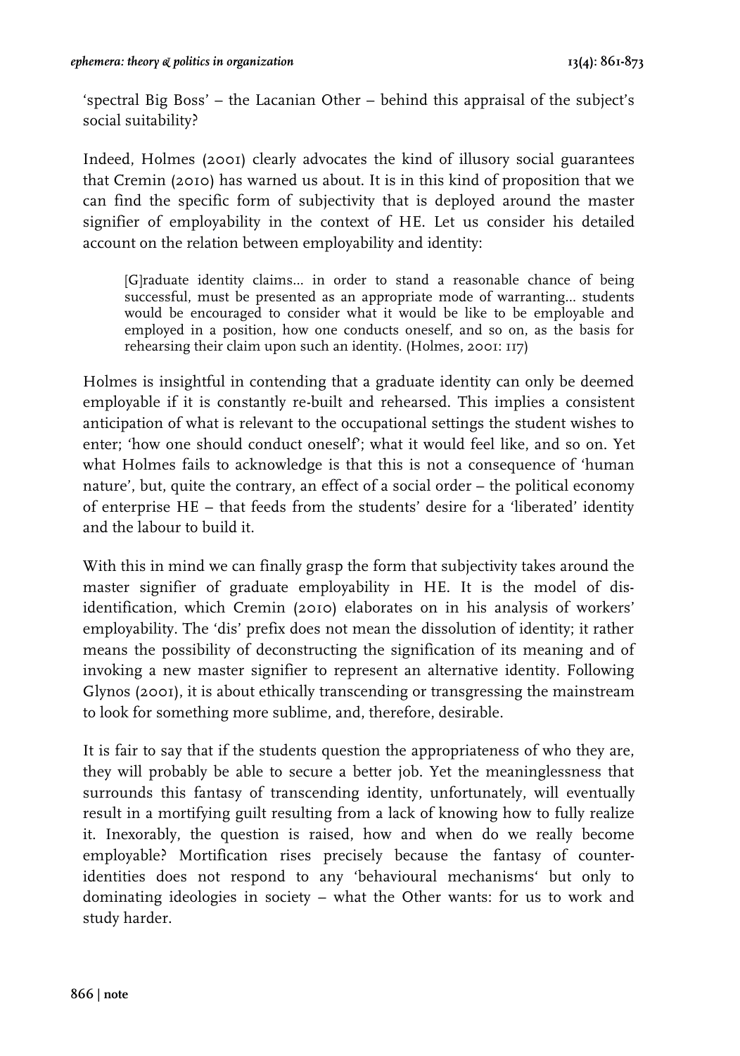'spectral Big Boss' – the Lacanian Other – behind this appraisal of the subject's social suitability?

Indeed, Holmes (2001) clearly advocates the kind of illusory social guarantees that Cremin (2010) has warned us about. It is in this kind of proposition that we can find the specific form of subjectivity that is deployed around the master signifier of employability in the context of HE. Let us consider his detailed account on the relation between employability and identity:

> [G]raduate identity claims… in order to stand a reasonable chance of being successful, must be presented as an appropriate mode of warranting… students would be encouraged to consider what it would be like to be employable and employed in a position, how one conducts oneself, and so on, as the basis for rehearsing their claim upon such an identity. (Holmes, 2001: 117)

Holmes is insightful in contending that a graduate identity can only be deemed employable if it is constantly re-built and rehearsed. This implies a consistent anticipation of what is relevant to the occupational settings the student wishes to enter; 'how one should conduct oneself'; what it would feel like, and so on. Yet what Holmes fails to acknowledge is that this is not a consequence of 'human nature', but, quite the contrary, an effect of a social order – the political economy of enterprise HE – that feeds from the students' desire for a 'liberated' identity and the labour to build it.

With this in mind we can finally grasp the form that subjectivity takes around the master signifier of graduate employability in HE. It is the model of dis-identification, which Cremin (2010) elaborates on in his analysis of workers' employability. The 'dis' prefix does not mean the dissolution of identity; it rather means the possibility of deconstructing the signification of its meaning and of invoking a new master signifier to represent an alternative identity. Following Glynos (2001), it is about ethically transcending or transgressing the mainstream to look for something more sublime, and, therefore, desirable.

It is fair to say that if the students question the appropriateness of who they are, they will probably be able to secure a better job. Yet the meaninglessness that surrounds this fantasy of transcending identity, unfortunately, will eventually result in a mortifying guilt resulting from a lack of knowing how to fully realize it. Inexorably, the question is raised, how and when do we really become employable? Mortification rises precisely because the fantasy of counter-identities does not respond to any 'behavioural mechanisms' but only to dominating ideologies in society – what the Other wants: for us to work and study harder.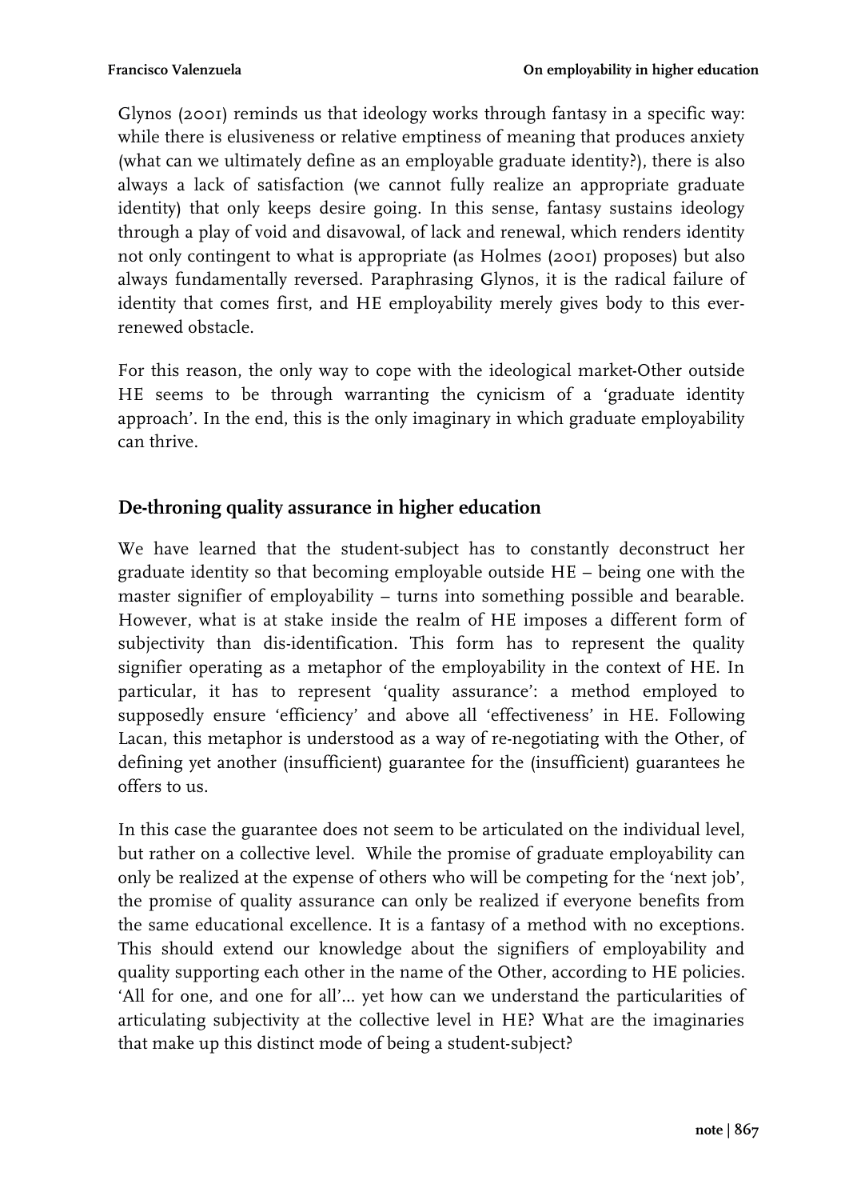Glynos (2001) reminds us that ideology works through fantasy in a specific way: while there is elusiveness or relative emptiness of meaning that produces anxiety (what can we ultimately define as an employable graduate identity?), there is also always a lack of satisfaction (we cannot fully realize an appropriate graduate identity) that only keeps desire going. In this sense, fantasy sustains ideology through a play of void and disavowal, of lack and renewal, which renders identity not only contingent to what is appropriate (as Holmes (2001) proposes) but also always fundamentally reversed. Paraphrasing Glynos, it is the radical failure of identity that comes first, and HE employability merely gives body to this ever-renewed obstacle.

For this reason, the only way to cope with the ideological market-Other outside HE seems to be through warranting the cynicism of a 'graduate identity approach'. In the end, this is the only imaginary in which graduate employability can thrive.

## De-throning quality assurance in higher education

We have learned that the student-subject has to constantly deconstruct her graduate identity so that becoming employable outside HE – being one with the master signifier of employability – turns into something possible and bearable. However, what is at stake inside the realm of HE imposes a different form of subjectivity than dis-identification. This form has to represent the quality signifier operating as a metaphor of the employability in the context of HE. In particular, it has to represent 'quality assurance': a method employed to supposedly ensure 'efficiency' and above all 'effectiveness' in HE. Following Lacan, this metaphor is understood as a way of re-negotiating with the Other, of defining yet another (insufficient) guarantee for the (insufficient) guarantees he offers to us.

In this case the guarantee does not seem to be articulated on the individual level, but rather on a collective level. While the promise of graduate employability can only be realized at the expense of others who will be competing for the 'next job', the promise of quality assurance can only be realized if everyone benefits from the same educational excellence. It is a fantasy of a method with no exceptions. This should extend our knowledge about the signifiers of employability and quality supporting each other in the name of the Other, according to HE policies. 'All for one, and one for all'... yet how can we understand the particularities of articulating subjectivity at the collective level in HE? What are the imaginaries that make up this distinct mode of being a student-subject?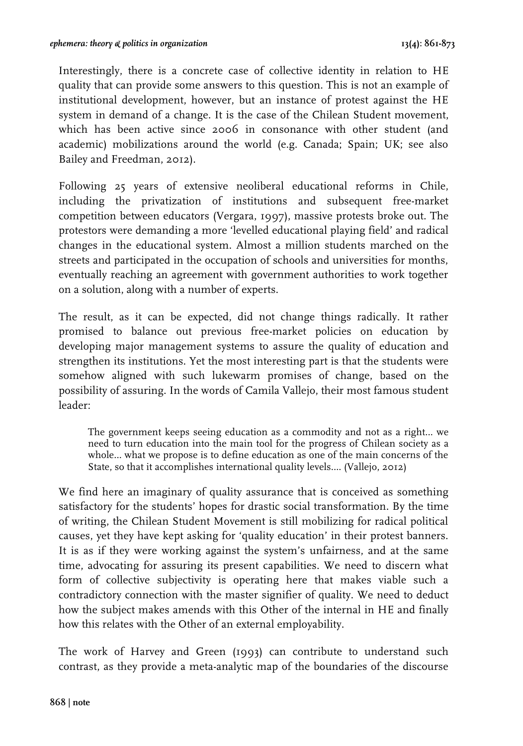Interestingly, there is a concrete case of collective identity in relation to HE quality that can provide some answers to this question. This is not an example of institutional development, however, but an instance of protest against the HE system in demand of a change. It is the case of the Chilean Student movement, which has been active since 2006 in consonance with other student (and academic) mobilizations around the world (e.g. Canada; Spain; UK; see also Bailey and Freedman, 2012).

Following 25 years of extensive neoliberal educational reforms in Chile, including the privatization of institutions and subsequent free-market competition between educators (Vergara, 1997), massive protests broke out. The protestors were demanding a more 'levelled educational playing field' and radical changes in the educational system. Almost a million students marched on the streets and participated in the occupation of schools and universities for months, eventually reaching an agreement with government authorities to work together on a solution, along with a number of experts.

The result, as it can be expected, did not change things radically. It rather promised to balance out previous free-market policies on education by developing major management systems to assure the quality of education and strengthen its institutions. Yet the most interesting part is that the students were somehow aligned with such lukewarm promises of change, based on the possibility of assuring. In the words of Camila Vallejo, their most famous student leader:

> The government keeps seeing education as a commodity and not as a right... we need to turn education into the main tool for the progress of Chilean society as a whole... what we propose is to define education as one of the main concerns of the State, so that it accomplishes international quality levels.... (Vallejo, 2012)

We find here an imaginary of quality assurance that is conceived as something satisfactory for the students' hopes for drastic social transformation. By the time of writing, the Chilean Student Movement is still mobilizing for radical political causes, yet they have kept asking for 'quality education' in their protest banners. It is as if they were working against the system's unfairness, and at the same time, advocating for assuring its present capabilities. We need to discern what form of collective subjectivity is operating here that makes viable such a contradictory connection with the master signifier of quality. We need to deduct how the subject makes amends with this Other of the internal in HE and finally how this relates with the Other of an external employability.

The work of Harvey and Green (1993) can contribute to understand such contrast, as they provide a meta-analytic map of the boundaries of the discourse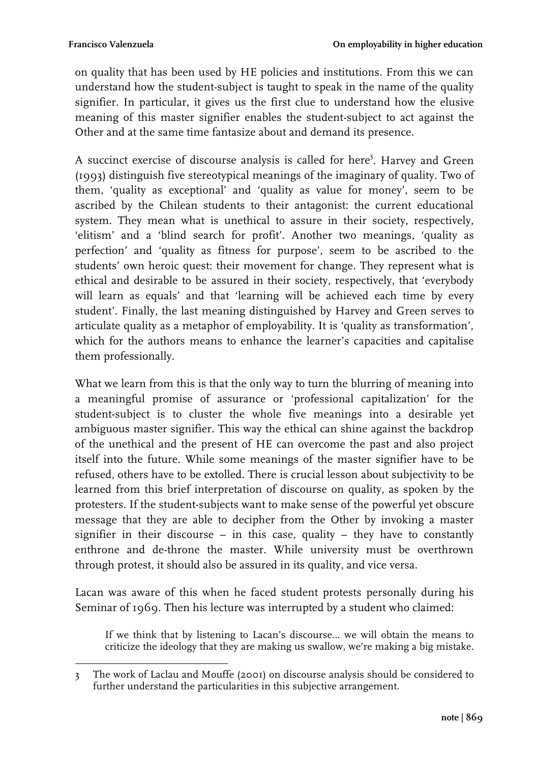on quality that has been used by HE policies and institutions. From this we can understand how the student-subject is taught to speak in the name of the quality signifier. In particular, it gives us the first clue to understand how the elusive meaning of this master signifier enables the student-subject to act against the Other and at the same time fantasize about and demand its presence.

A succinct exercise of discourse analysis is called for here[3]. Harvey and Green (1993) distinguish five stereotypical meanings of the imaginary of quality. Two of them, 'quality as exceptional' and 'quality as value for money', seem to be ascribed by the Chilean students to their antagonist: the current educational system. They mean what is unethical to assure in their society, respectively, 'elitism' and a 'blind search for profit'. Another two meanings, 'quality as perfection' and 'quality as fitness for purpose', seem to be ascribed to the students' own heroic quest: their movement for change. They represent what is ethical and desirable to be assured in their society, respectively, that 'everybody will learn as equals' and that 'learning will be achieved each time by every student'. Finally, the last meaning distinguished by Harvey and Green serves to articulate quality as a metaphor of employability. It is 'quality as transformation', which for the authors means to enhance the learner's capacities and capitalise them professionally.

What we learn from this is that the only way to turn the blurring of meaning into a meaningful promise of assurance or 'professional capitalization' for the student-subject is to cluster the whole five meanings into a desirable yet ambiguous master signifier. This way the ethical can shine against the backdrop of the unethical and the present of HE can overcome the past and also project itself into the future. While some meanings of the master signifier have to be refused, others have to be extolled. There is crucial lesson about subjectivity to be learned from this brief interpretation of discourse on quality, as spoken by the protesters. If the student-subjects want to make sense of the powerful yet obscure message that they are able to decipher from the Other by invoking a master signifier in their discourse – in this case, quality – they have to constantly enthrone and de-throne the master. While university must be overthrown through protest, it should also be assured in its quality, and vice versa.

Lacan was aware of this when he faced student protests personally during his Seminar of 1969. Then his lecture was interrupted by a student who claimed:

> If we think that by listening to Lacan's discourse... we will obtain the means to criticize the ideology that they are making us swallow, we're making a big mistake.

---

3 The work of Laclau and Mouffe (2001) on discourse analysis should be considered to further understand the particularities in this subjective arrangement.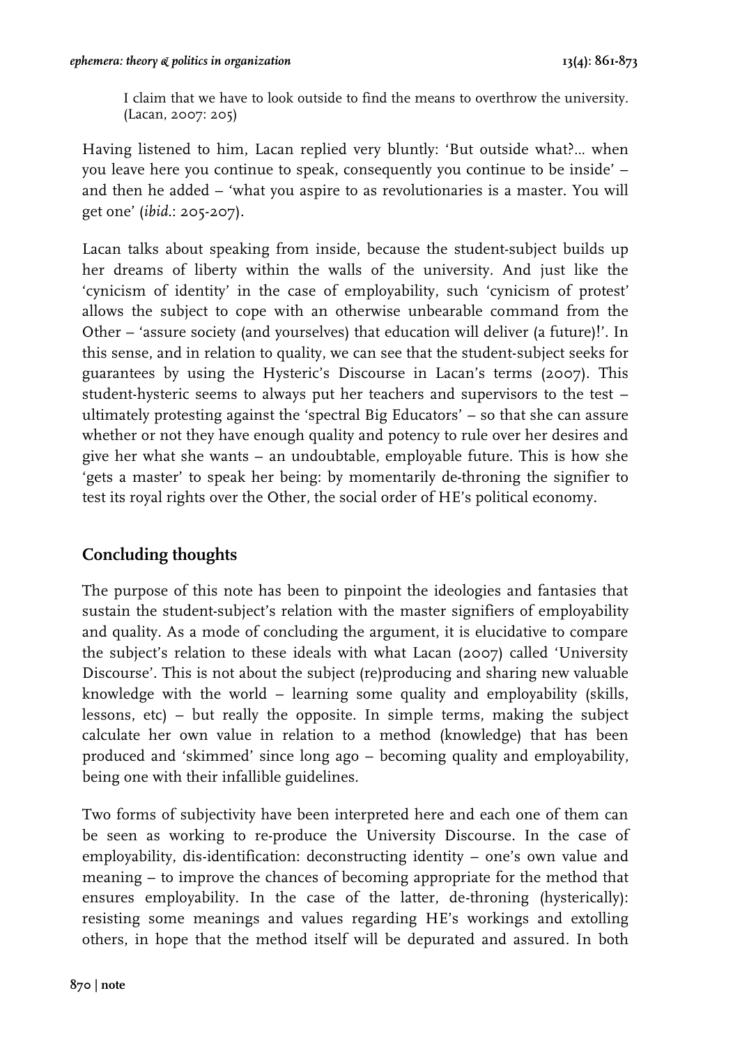> I claim that we have to look outside to find the means to overthrow the university. (Lacan, 2007: 205)

Having listened to him, Lacan replied very bluntly: 'But outside what?… when you leave here you continue to speak, consequently you continue to be inside' – and then he added – 'what you aspire to as revolutionaries is a master. You will get one' (*ibid.*: 205-207).

Lacan talks about speaking from inside, because the student-subject builds up her dreams of liberty within the walls of the university. And just like the 'cynicism of identity' in the case of employability, such 'cynicism of protest' allows the subject to cope with an otherwise unbearable command from the Other – 'assure society (and yourselves) that education will deliver (a future)!'. In this sense, and in relation to quality, we can see that the student-subject seeks for guarantees by using the Hysteric's Discourse in Lacan's terms (2007). This student-hysteric seems to always put her teachers and supervisors to the test – ultimately protesting against the 'spectral Big Educators' – so that she can assure whether or not they have enough quality and potency to rule over her desires and give her what she wants – an undoubtable, employable future. This is how she 'gets a master' to speak her being: by momentarily de-throning the signifier to test its royal rights over the Other, the social order of HE's political economy.

## Concluding thoughts

The purpose of this note has been to pinpoint the ideologies and fantasies that sustain the student-subject's relation with the master signifiers of employability and quality. As a mode of concluding the argument, it is elucidative to compare the subject's relation to these ideals with what Lacan (2007) called 'University Discourse'. This is not about the subject (re)producing and sharing new valuable knowledge with the world – learning some quality and employability (skills, lessons, etc) – but really the opposite. In simple terms, making the subject calculate her own value in relation to a method (knowledge) that has been produced and 'skimmed' since long ago – becoming quality and employability, being one with their infallible guidelines.

Two forms of subjectivity have been interpreted here and each one of them can be seen as working to re-produce the University Discourse. In the case of employability, dis-identification: deconstructing identity – one's own value and meaning – to improve the chances of becoming appropriate for the method that ensures employability. In the case of the latter, de-throning (hysterically): resisting some meanings and values regarding HE's workings and extolling others, in hope that the method itself will be depurated and assured. In both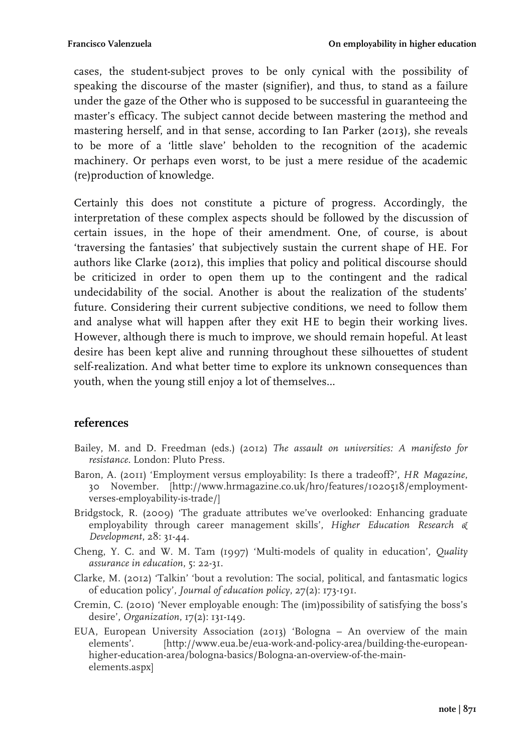cases, the student-subject proves to be only cynical with the possibility of speaking the discourse of the master (signifier), and thus, to stand as a failure under the gaze of the Other who is supposed to be successful in guaranteeing the master's efficacy. The subject cannot decide between mastering the method and mastering herself, and in that sense, according to Ian Parker (2013), she reveals to be more of a 'little slave' beholden to the recognition of the academic machinery. Or perhaps even worst, to be just a mere residue of the academic (re)production of knowledge.

Certainly this does not constitute a picture of progress. Accordingly, the interpretation of these complex aspects should be followed by the discussion of certain issues, in the hope of their amendment. One, of course, is about 'traversing the fantasies' that subjectively sustain the current shape of HE. For authors like Clarke (2012), this implies that policy and political discourse should be criticized in order to open them up to the contingent and the radical undecidability of the social. Another is about the realization of the students' future. Considering their current subjective conditions, we need to follow them and analyse what will happen after they exit HE to begin their working lives. However, although there is much to improve, we should remain hopeful. At least desire has been kept alive and running throughout these silhouettes of student self-realization. And what better time to explore its unknown consequences than youth, when the young still enjoy a lot of themselves...

## references

Bailey, M. and D. Freedman (eds.) (2012) *The assault on universities: A manifesto for resistance*. London: Pluto Press.

Baron, A. (2011) 'Employment versus employability: Is there a tradeoff?', *HR Magazine*, 30 November. [http://www.hrmagazine.co.uk/hro/features/1020518/employment-verses-employability-is-trade/]

Bridgstock, R. (2009) 'The graduate attributes we've overlooked: Enhancing graduate employability through career management skills', *Higher Education Research & Development*, 28: 31-44.

Cheng, Y. C. and W. M. Tam (1997) 'Multi-models of quality in education', *Quality assurance in education*, 5: 22-31.

Clarke, M. (2012) 'Talkin' 'bout a revolution: The social, political, and fantasmatic logics of education policy', *Journal of education policy*, 27(2): 173-191.

Cremin, C. (2010) 'Never employable enough: The (im)possibility of satisfying the boss's desire', *Organization*, 17(2): 131-149.

EUA, European University Association (2013) 'Bologna – An overview of the main elements'. [http://www.eua.be/eua-work-and-policy-area/building-the-european-higher-education-area/bologna-basics/Bologna-an-overview-of-the-main-elements.aspx]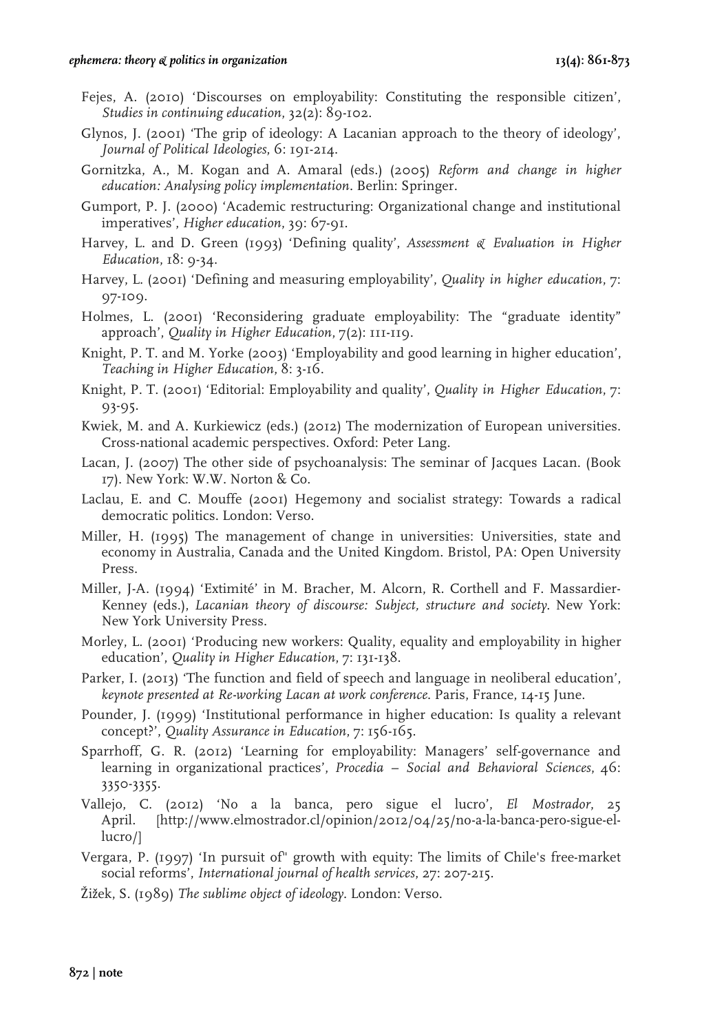Fejes, A. (2010) 'Discourses on employability: Constituting the responsible citizen', *Studies in continuing education*, 32(2): 89-102.

Glynos, J. (2001) 'The grip of ideology: A Lacanian approach to the theory of ideology', *Journal of Political Ideologies*, 6: 191-214.

Gornitzka, A., M. Kogan and A. Amaral (eds.) (2005) *Reform and change in higher education: Analysing policy implementation*. Berlin: Springer.

Gumport, P. J. (2000) 'Academic restructuring: Organizational change and institutional imperatives', *Higher education*, 39: 67-91.

Harvey, L. and D. Green (1993) 'Defining quality', *Assessment & Evaluation in Higher Education*, 18: 9-34.

Harvey, L. (2001) 'Defining and measuring employability', *Quality in higher education*, 7: 97-109.

Holmes, L. (2001) 'Reconsidering graduate employability: The "graduate identity" approach', *Quality in Higher Education*, 7(2): 111-119.

Knight, P. T. and M. Yorke (2003) 'Employability and good learning in higher education', *Teaching in Higher Education*, 8: 3-16.

Knight, P. T. (2001) 'Editorial: Employability and quality', *Quality in Higher Education*, 7: 93-95.

Kwiek, M. and A. Kurkiewicz (eds.) (2012) The modernization of European universities. Cross-national academic perspectives. Oxford: Peter Lang.

Lacan, J. (2007) The other side of psychoanalysis: The seminar of Jacques Lacan. (Book 17). New York: W.W. Norton & Co.

Laclau, E. and C. Mouffe (2001) Hegemony and socialist strategy: Towards a radical democratic politics. London: Verso.

Miller, H. (1995) The management of change in universities: Universities, state and economy in Australia, Canada and the United Kingdom. Bristol, PA: Open University Press.

Miller, J-A. (1994) 'Extimité' in M. Bracher, M. Alcorn, R. Corthell and F. Massardier-Kenney (eds.), *Lacanian theory of discourse: Subject, structure and society*. New York: New York University Press.

Morley, L. (2001) 'Producing new workers: Quality, equality and employability in higher education', *Quality in Higher Education*, 7: 131-138.

Parker, I. (2013) 'The function and field of speech and language in neoliberal education', *keynote presented at Re-working Lacan at work conference*. Paris, France, 14-15 June.

Pounder, J. (1999) 'Institutional performance in higher education: Is quality a relevant concept?', *Quality Assurance in Education*, 7: 156-165.

Sparrhoff, G. R. (2012) 'Learning for employability: Managers' self-governance and learning in organizational practices', *Procedia – Social and Behavioral Sciences*, 46: 3350-3355.

Vallejo, C. (2012) 'No a la banca, pero sigue el lucro', *El Mostrador*, 25 April. [http://www.elmostrador.cl/opinion/2012/04/25/no-a-la-banca-pero-sigue-el-lucro/]

Vergara, P. (1997) 'In pursuit of" growth with equity: The limits of Chile's free-market social reforms', *International journal of health services*, 27: 207-215.

Žižek, S. (1989) *The sublime object of ideology*. London: Verso.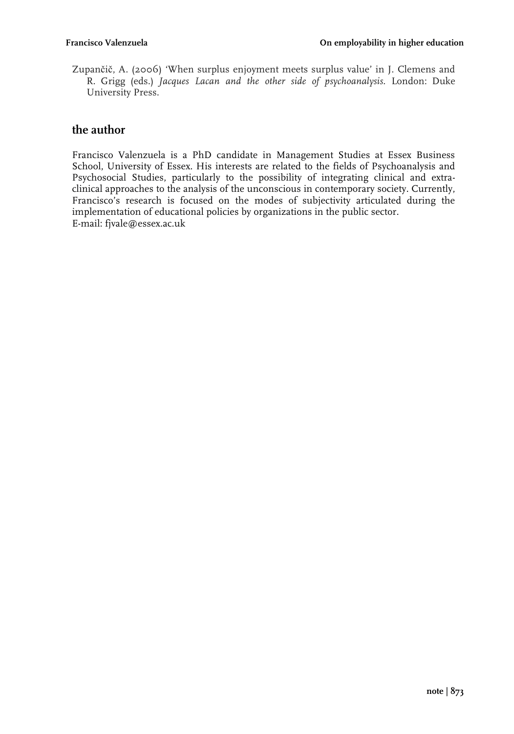Zupančič, A. (2006) 'When surplus enjoyment meets surplus value' in J. Clemens and R. Grigg (eds.) *Jacques Lacan and the other side of psychoanalysis*. London: Duke University Press.

## the author

Francisco Valenzuela is a PhD candidate in Management Studies at Essex Business School, University of Essex. His interests are related to the fields of Psychoanalysis and Psychosocial Studies, particularly to the possibility of integrating clinical and extra-clinical approaches to the analysis of the unconscious in contemporary society. Currently, Francisco's research is focused on the modes of subjectivity articulated during the implementation of educational policies by organizations in the public sector.
E-mail: fjvale@essex.ac.uk